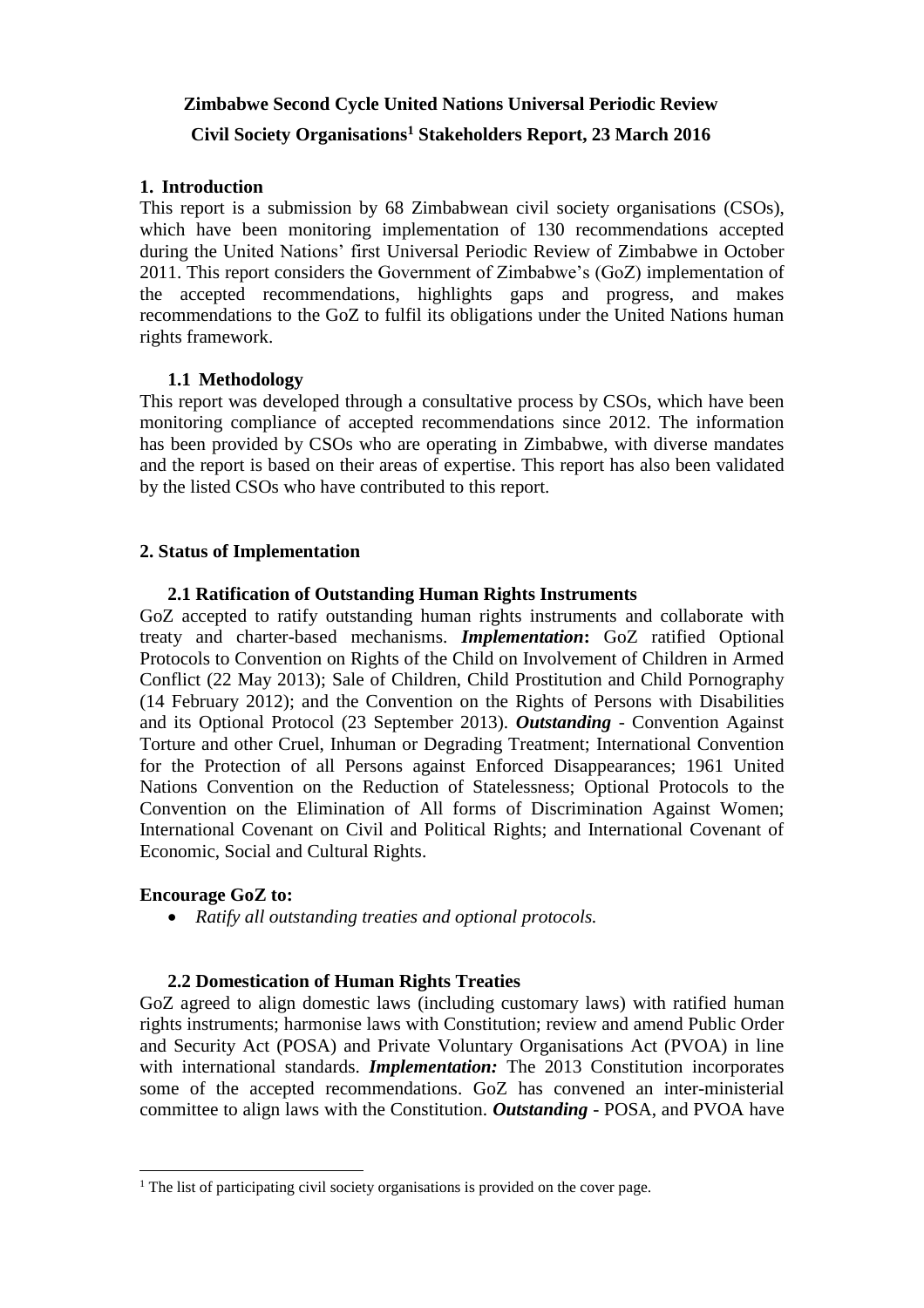# Zimbabwe Second Cycle United Nations Universal Periodic Review

## Civil Society Organisations[1] Stakeholders Report, 23 March 2016

## 1. Introduction

This report is a submission by 68 Zimbabwean civil society organisations (CSOs), which have been monitoring implementation of 130 recommendations accepted during the United Nations' first Universal Periodic Review of Zimbabwe in October 2011. This report considers the Government of Zimbabwe's (GoZ) implementation of the accepted recommendations, highlights gaps and progress, and makes recommendations to the GoZ to fulfil its obligations under the United Nations human rights framework.

### 1.1 Methodology

This report was developed through a consultative process by CSOs, which have been monitoring compliance of accepted recommendations since 2012. The information has been provided by CSOs who are operating in Zimbabwe, with diverse mandates and the report is based on their areas of expertise. This report has also been validated by the listed CSOs who have contributed to this report.

## 2. Status of Implementation

### 2.1 Ratification of Outstanding Human Rights Instruments

GoZ accepted to ratify outstanding human rights instruments and collaborate with treaty and charter-based mechanisms. ***Implementation*:** GoZ ratified Optional Protocols to Convention on Rights of the Child on Involvement of Children in Armed Conflict (22 May 2013); Sale of Children, Child Prostitution and Child Pornography (14 February 2012); and the Convention on the Rights of Persons with Disabilities and its Optional Protocol (23 September 2013). ***Outstanding*** - Convention Against Torture and other Cruel, Inhuman or Degrading Treatment; International Convention for the Protection of all Persons against Enforced Disappearances; 1961 United Nations Convention on the Reduction of Statelessness; Optional Protocols to the Convention on the Elimination of All forms of Discrimination Against Women; International Covenant on Civil and Political Rights; and International Covenant of Economic, Social and Cultural Rights.

**Encourage GoZ to:**

- *Ratify all outstanding treaties and optional protocols.*

### 2.2 Domestication of Human Rights Treaties

GoZ agreed to align domestic laws (including customary laws) with ratified human rights instruments; harmonise laws with Constitution; review and amend Public Order and Security Act (POSA) and Private Voluntary Organisations Act (PVOA) in line with international standards. ***Implementation:*** The 2013 Constitution incorporates some of the accepted recommendations. GoZ has convened an inter-ministerial committee to align laws with the Constitution. ***Outstanding*** - POSA, and PVOA have

[1] The list of participating civil society organisations is provided on the cover page.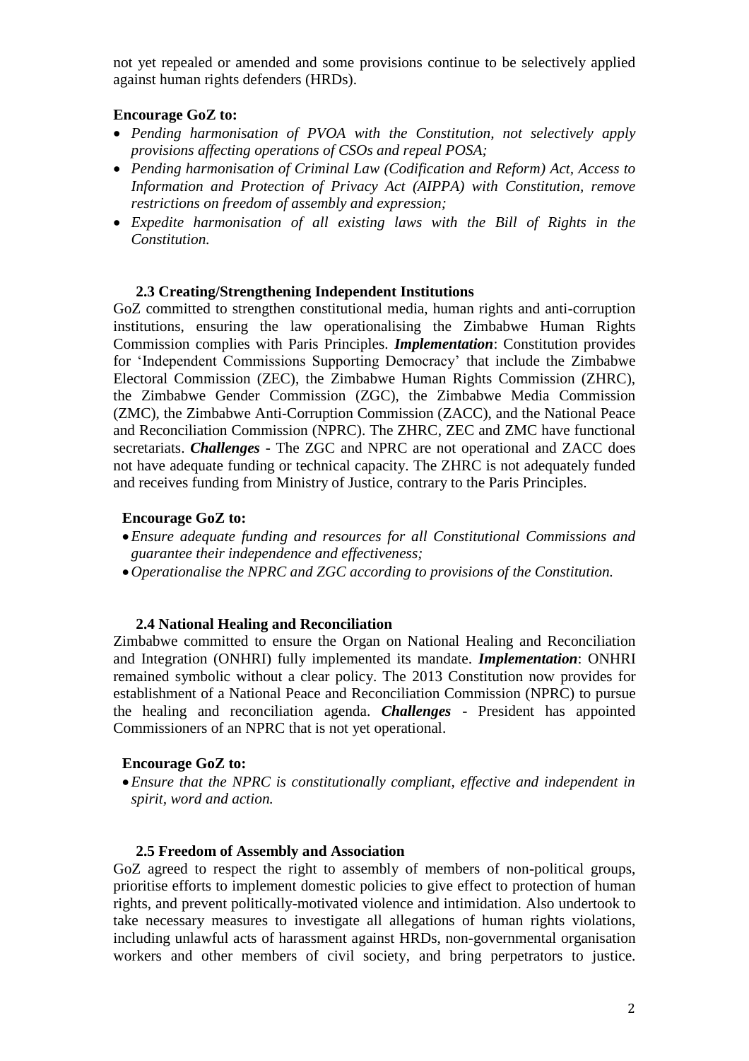not yet repealed or amended and some provisions continue to be selectively applied against human rights defenders (HRDs).

**Encourage GoZ to:**

- *Pending harmonisation of PVOA with the Constitution, not selectively apply provisions affecting operations of CSOs and repeal POSA;*
- *Pending harmonisation of Criminal Law (Codification and Reform) Act, Access to Information and Protection of Privacy Act (AIPPA) with Constitution, remove restrictions on freedom of assembly and expression;*
- *Expedite harmonisation of all existing laws with the Bill of Rights in the Constitution.*

### 2.3 Creating/Strengthening Independent Institutions

GoZ committed to strengthen constitutional media, human rights and anti-corruption institutions, ensuring the law operationalising the Zimbabwe Human Rights Commission complies with Paris Principles. ***Implementation***: Constitution provides for 'Independent Commissions Supporting Democracy' that include the Zimbabwe Electoral Commission (ZEC), the Zimbabwe Human Rights Commission (ZHRC), the Zimbabwe Gender Commission (ZGC), the Zimbabwe Media Commission (ZMC), the Zimbabwe Anti-Corruption Commission (ZACC), and the National Peace and Reconciliation Commission (NPRC). The ZHRC, ZEC and ZMC have functional secretariats. ***Challenges*** - The ZGC and NPRC are not operational and ZACC does not have adequate funding or technical capacity. The ZHRC is not adequately funded and receives funding from Ministry of Justice, contrary to the Paris Principles.

**Encourage GoZ to:**

- *Ensure adequate funding and resources for all Constitutional Commissions and guarantee their independence and effectiveness;*
- *Operationalise the NPRC and ZGC according to provisions of the Constitution.*

### 2.4 National Healing and Reconciliation

Zimbabwe committed to ensure the Organ on National Healing and Reconciliation and Integration (ONHRI) fully implemented its mandate. ***Implementation***: ONHRI remained symbolic without a clear policy. The 2013 Constitution now provides for establishment of a National Peace and Reconciliation Commission (NPRC) to pursue the healing and reconciliation agenda. ***Challenges*** - President has appointed Commissioners of an NPRC that is not yet operational.

**Encourage GoZ to:**

- *Ensure that the NPRC is constitutionally compliant, effective and independent in spirit, word and action.*

### 2.5 Freedom of Assembly and Association

GoZ agreed to respect the right to assembly of members of non-political groups, prioritise efforts to implement domestic policies to give effect to protection of human rights, and prevent politically-motivated violence and intimidation. Also undertook to take necessary measures to investigate all allegations of human rights violations, including unlawful acts of harassment against HRDs, non-governmental organisation workers and other members of civil society, and bring perpetrators to justice.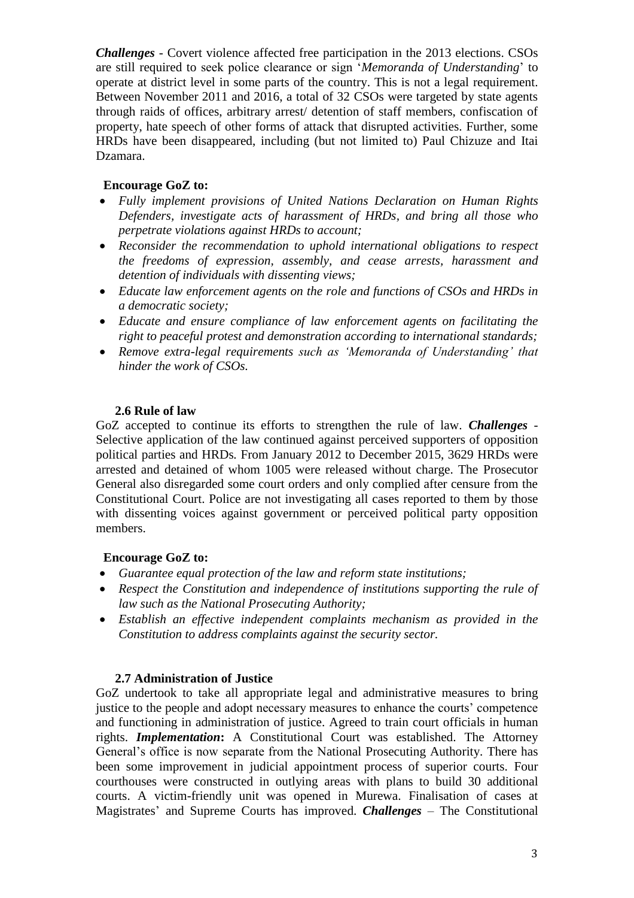***Challenges*** - Covert violence affected free participation in the 2013 elections. CSOs are still required to seek police clearance or sign '*Memoranda of Understanding*' to operate at district level in some parts of the country. This is not a legal requirement. Between November 2011 and 2016, a total of 32 CSOs were targeted by state agents through raids of offices, arbitrary arrest/ detention of staff members, confiscation of property, hate speech of other forms of attack that disrupted activities. Further, some HRDs have been disappeared, including (but not limited to) Paul Chizuze and Itai Dzamara.

**Encourage GoZ to:**

- *Fully implement provisions of United Nations Declaration on Human Rights Defenders, investigate acts of harassment of HRDs, and bring all those who perpetrate violations against HRDs to account;*
- *Reconsider the recommendation to uphold international obligations to respect the freedoms of expression, assembly, and cease arrests, harassment and detention of individuals with dissenting views;*
- *Educate law enforcement agents on the role and functions of CSOs and HRDs in a democratic society;*
- *Educate and ensure compliance of law enforcement agents on facilitating the right to peaceful protest and demonstration according to international standards;*
- *Remove extra-legal requirements such as 'Memoranda of Understanding' that hinder the work of CSOs.*

### 2.6 Rule of law

GoZ accepted to continue its efforts to strengthen the rule of law. ***Challenges*** - Selective application of the law continued against perceived supporters of opposition political parties and HRDs. From January 2012 to December 2015, 3629 HRDs were arrested and detained of whom 1005 were released without charge. The Prosecutor General also disregarded some court orders and only complied after censure from the Constitutional Court. Police are not investigating all cases reported to them by those with dissenting voices against government or perceived political party opposition members.

**Encourage GoZ to:**

- *Guarantee equal protection of the law and reform state institutions;*
- *Respect the Constitution and independence of institutions supporting the rule of law such as the National Prosecuting Authority;*
- *Establish an effective independent complaints mechanism as provided in the Constitution to address complaints against the security sector.*

### 2.7 Administration of Justice

GoZ undertook to take all appropriate legal and administrative measures to bring justice to the people and adopt necessary measures to enhance the courts' competence and functioning in administration of justice. Agreed to train court officials in human rights. ***Implementation*:** A Constitutional Court was established. The Attorney General's office is now separate from the National Prosecuting Authority. There has been some improvement in judicial appointment process of superior courts. Four courthouses were constructed in outlying areas with plans to build 30 additional courts. A victim-friendly unit was opened in Murewa. Finalisation of cases at Magistrates' and Supreme Courts has improved. ***Challenges*** – The Constitutional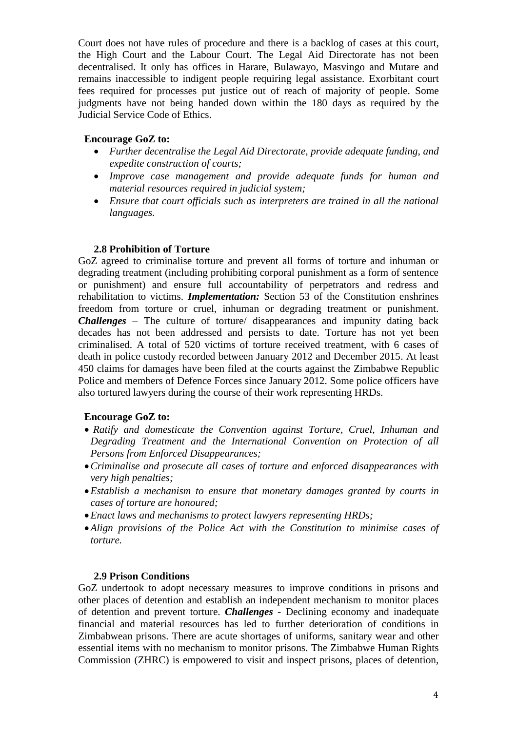Court does not have rules of procedure and there is a backlog of cases at this court, the High Court and the Labour Court. The Legal Aid Directorate has not been decentralised. It only has offices in Harare, Bulawayo, Masvingo and Mutare and remains inaccessible to indigent people requiring legal assistance. Exorbitant court fees required for processes put justice out of reach of majority of people. Some judgments have not being handed down within the 180 days as required by the Judicial Service Code of Ethics.

**Encourage GoZ to:**

- *Further decentralise the Legal Aid Directorate, provide adequate funding, and expedite construction of courts;*
- *Improve case management and provide adequate funds for human and material resources required in judicial system;*
- *Ensure that court officials such as interpreters are trained in all the national languages.*

### 2.8 Prohibition of Torture

GoZ agreed to criminalise torture and prevent all forms of torture and inhuman or degrading treatment (including prohibiting corporal punishment as a form of sentence or punishment) and ensure full accountability of perpetrators and redress and rehabilitation to victims. ***Implementation:*** Section 53 of the Constitution enshrines freedom from torture or cruel, inhuman or degrading treatment or punishment. ***Challenges*** – The culture of torture/ disappearances and impunity dating back decades has not been addressed and persists to date. Torture has not yet been criminalised. A total of 520 victims of torture received treatment, with 6 cases of death in police custody recorded between January 2012 and December 2015. At least 450 claims for damages have been filed at the courts against the Zimbabwe Republic Police and members of Defence Forces since January 2012. Some police officers have also tortured lawyers during the course of their work representing HRDs.

**Encourage GoZ to:**

- *Ratify and domesticate the Convention against Torture, Cruel, Inhuman and Degrading Treatment and the International Convention on Protection of all Persons from Enforced Disappearances;*
- *Criminalise and prosecute all cases of torture and enforced disappearances with very high penalties;*
- *Establish a mechanism to ensure that monetary damages granted by courts in cases of torture are honoured;*
- *Enact laws and mechanisms to protect lawyers representing HRDs;*
- *Align provisions of the Police Act with the Constitution to minimise cases of torture.*

### 2.9 Prison Conditions

GoZ undertook to adopt necessary measures to improve conditions in prisons and other places of detention and establish an independent mechanism to monitor places of detention and prevent torture. ***Challenges*** - Declining economy and inadequate financial and material resources has led to further deterioration of conditions in Zimbabwean prisons. There are acute shortages of uniforms, sanitary wear and other essential items with no mechanism to monitor prisons. The Zimbabwe Human Rights Commission (ZHRC) is empowered to visit and inspect prisons, places of detention,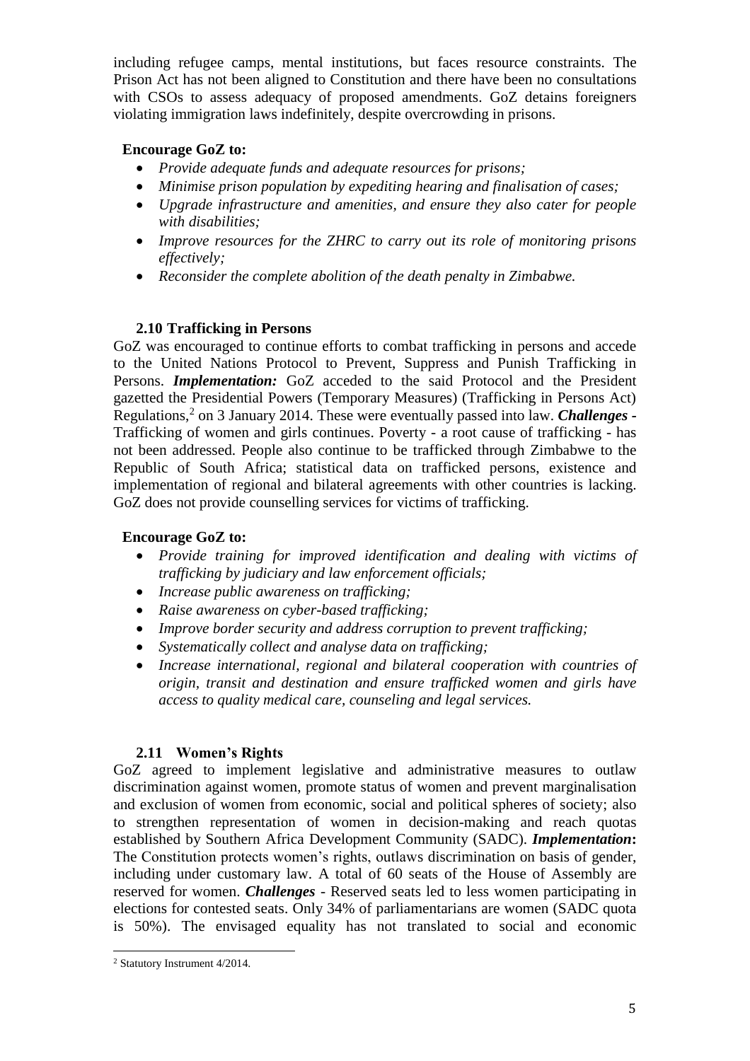including refugee camps, mental institutions, but faces resource constraints. The Prison Act has not been aligned to Constitution and there have been no consultations with CSOs to assess adequacy of proposed amendments. GoZ detains foreigners violating immigration laws indefinitely, despite overcrowding in prisons.

**Encourage GoZ to:**

- *Provide adequate funds and adequate resources for prisons;*
- *Minimise prison population by expediting hearing and finalisation of cases;*
- *Upgrade infrastructure and amenities, and ensure they also cater for people with disabilities;*
- *Improve resources for the ZHRC to carry out its role of monitoring prisons effectively;*
- *Reconsider the complete abolition of the death penalty in Zimbabwe.*

### 2.10 Trafficking in Persons

GoZ was encouraged to continue efforts to combat trafficking in persons and accede to the United Nations Protocol to Prevent, Suppress and Punish Trafficking in Persons. ***Implementation:*** GoZ acceded to the said Protocol and the President gazetted the Presidential Powers (Temporary Measures) (Trafficking in Persons Act) Regulations,[2] on 3 January 2014. These were eventually passed into law. ***Challenges*** - Trafficking of women and girls continues. Poverty - a root cause of trafficking - has not been addressed. People also continue to be trafficked through Zimbabwe to the Republic of South Africa; statistical data on trafficked persons, existence and implementation of regional and bilateral agreements with other countries is lacking. GoZ does not provide counselling services for victims of trafficking.

**Encourage GoZ to:**

- *Provide training for improved identification and dealing with victims of trafficking by judiciary and law enforcement officials;*
- *Increase public awareness on trafficking;*
- *Raise awareness on cyber-based trafficking;*
- *Improve border security and address corruption to prevent trafficking;*
- *Systematically collect and analyse data on trafficking;*
- *Increase international, regional and bilateral cooperation with countries of origin, transit and destination and ensure trafficked women and girls have access to quality medical care, counseling and legal services.*

### 2.11 Women's Rights

GoZ agreed to implement legislative and administrative measures to outlaw discrimination against women, promote status of women and prevent marginalisation and exclusion of women from economic, social and political spheres of society; also to strengthen representation of women in decision-making and reach quotas established by Southern Africa Development Community (SADC). ***Implementation*:** The Constitution protects women's rights, outlaws discrimination on basis of gender, including under customary law. A total of 60 seats of the House of Assembly are reserved for women. ***Challenges*** - Reserved seats led to less women participating in elections for contested seats. Only 34% of parliamentarians are women (SADC quota is 50%). The envisaged equality has not translated to social and economic

---

[2] Statutory Instrument 4/2014.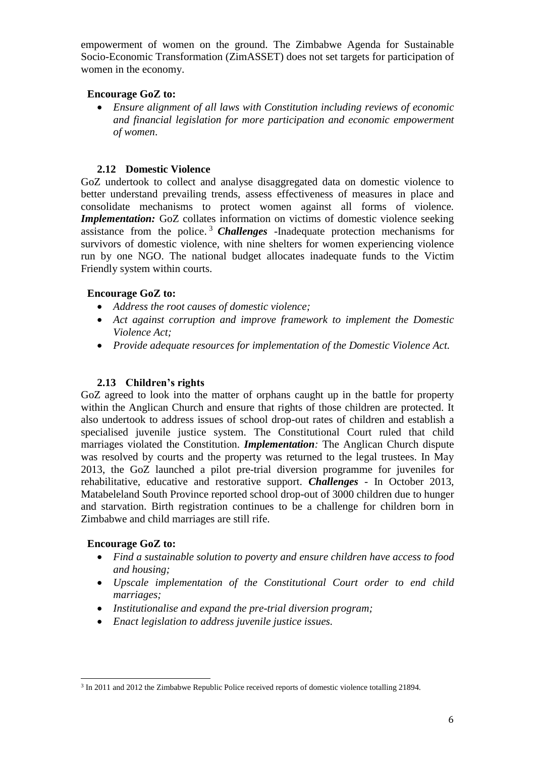empowerment of women on the ground. The Zimbabwe Agenda for Sustainable Socio-Economic Transformation (ZimASSET) does not set targets for participation of women in the economy.

**Encourage GoZ to:**

- *Ensure alignment of all laws with Constitution including reviews of economic and financial legislation for more participation and economic empowerment of women*.

### 2.12 Domestic Violence

GoZ undertook to collect and analyse disaggregated data on domestic violence to better understand prevailing trends, assess effectiveness of measures in place and consolidate mechanisms to protect women against all forms of violence. ***Implementation:*** GoZ collates information on victims of domestic violence seeking assistance from the police.[3] ***Challenges*** -Inadequate protection mechanisms for survivors of domestic violence, with nine shelters for women experiencing violence run by one NGO. The national budget allocates inadequate funds to the Victim Friendly system within courts.

**Encourage GoZ to:**

- *Address the root causes of domestic violence;*
- *Act against corruption and improve framework to implement the Domestic Violence Act;*
- *Provide adequate resources for implementation of the Domestic Violence Act.*

### 2.13 Children's rights

GoZ agreed to look into the matter of orphans caught up in the battle for property within the Anglican Church and ensure that rights of those children are protected. It also undertook to address issues of school drop-out rates of children and establish a specialised juvenile justice system. The Constitutional Court ruled that child marriages violated the Constitution. ***Implementation:*** The Anglican Church dispute was resolved by courts and the property was returned to the legal trustees. In May 2013, the GoZ launched a pilot pre-trial diversion programme for juveniles for rehabilitative, educative and restorative support. ***Challenges*** - In October 2013, Matabeleland South Province reported school drop-out of 3000 children due to hunger and starvation. Birth registration continues to be a challenge for children born in Zimbabwe and child marriages are still rife.

**Encourage GoZ to:**

- *Find a sustainable solution to poverty and ensure children have access to food and housing;*
- *Upscale implementation of the Constitutional Court order to end child marriages;*
- *Institutionalise and expand the pre-trial diversion program;*
- *Enact legislation to address juvenile justice issues.*

---

[3] In 2011 and 2012 the Zimbabwe Republic Police received reports of domestic violence totalling 21894.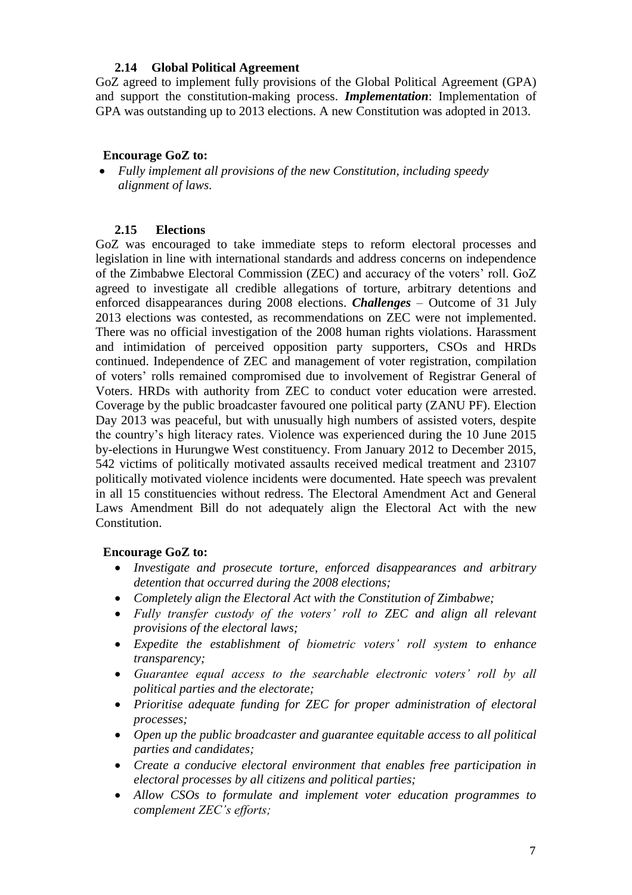### 2.14 Global Political Agreement

GoZ agreed to implement fully provisions of the Global Political Agreement (GPA) and support the constitution-making process. ***Implementation***: Implementation of GPA was outstanding up to 2013 elections. A new Constitution was adopted in 2013.

**Encourage GoZ to:**

- *Fully implement all provisions of the new Constitution, including speedy alignment of laws.*

### 2.15 Elections

GoZ was encouraged to take immediate steps to reform electoral processes and legislation in line with international standards and address concerns on independence of the Zimbabwe Electoral Commission (ZEC) and accuracy of the voters' roll. GoZ agreed to investigate all credible allegations of torture, arbitrary detentions and enforced disappearances during 2008 elections. ***Challenges*** – Outcome of 31 July 2013 elections was contested, as recommendations on ZEC were not implemented. There was no official investigation of the 2008 human rights violations. Harassment and intimidation of perceived opposition party supporters, CSOs and HRDs continued. Independence of ZEC and management of voter registration, compilation of voters' rolls remained compromised due to involvement of Registrar General of Voters. HRDs with authority from ZEC to conduct voter education were arrested. Coverage by the public broadcaster favoured one political party (ZANU PF). Election Day 2013 was peaceful, but with unusually high numbers of assisted voters, despite the country's high literacy rates. Violence was experienced during the 10 June 2015 by-elections in Hurungwe West constituency. From January 2012 to December 2015, 542 victims of politically motivated assaults received medical treatment and 23107 politically motivated violence incidents were documented. Hate speech was prevalent in all 15 constituencies without redress. The Electoral Amendment Act and General Laws Amendment Bill do not adequately align the Electoral Act with the new Constitution.

**Encourage GoZ to:**

- *Investigate and prosecute torture, enforced disappearances and arbitrary detention that occurred during the 2008 elections;*
- *Completely align the Electoral Act with the Constitution of Zimbabwe;*
- *Fully transfer custody of the voters' roll to ZEC and align all relevant provisions of the electoral laws;*
- *Expedite the establishment of biometric voters' roll system to enhance transparency;*
- *Guarantee equal access to the searchable electronic voters' roll by all political parties and the electorate;*
- *Prioritise adequate funding for ZEC for proper administration of electoral processes;*
- *Open up the public broadcaster and guarantee equitable access to all political parties and candidates;*
- *Create a conducive electoral environment that enables free participation in electoral processes by all citizens and political parties;*
- *Allow CSOs to formulate and implement voter education programmes to complement ZEC's efforts;*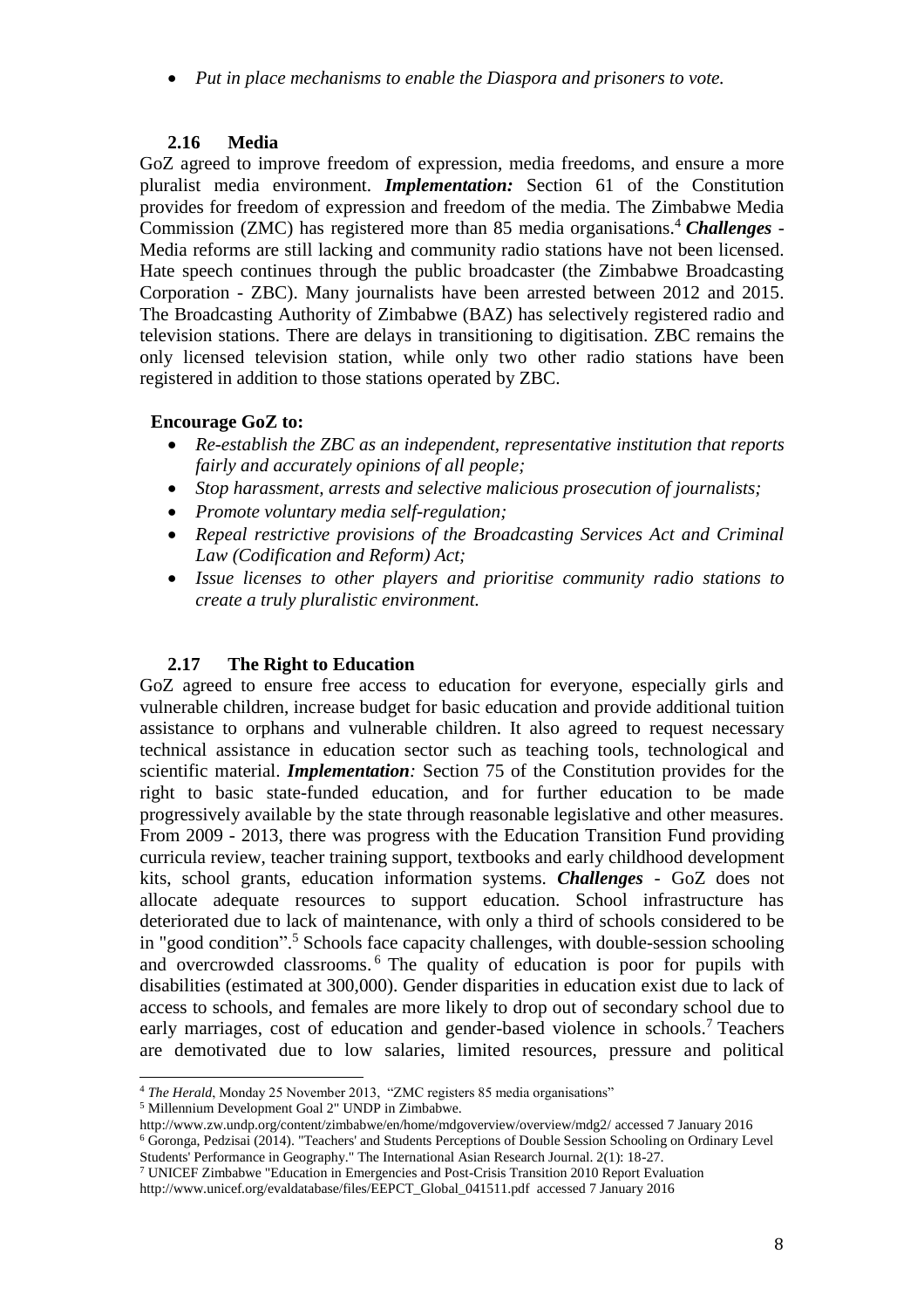- *Put in place mechanisms to enable the Diaspora and prisoners to vote.*

### 2.16 Media

GoZ agreed to improve freedom of expression, media freedoms, and ensure a more pluralist media environment. ***Implementation:*** Section 61 of the Constitution provides for freedom of expression and freedom of the media. The Zimbabwe Media Commission (ZMC) has registered more than 85 media organisations.[4] ***Challenges*** - Media reforms are still lacking and community radio stations have not been licensed. Hate speech continues through the public broadcaster (the Zimbabwe Broadcasting Corporation - ZBC). Many journalists have been arrested between 2012 and 2015. The Broadcasting Authority of Zimbabwe (BAZ) has selectively registered radio and television stations. There are delays in transitioning to digitisation. ZBC remains the only licensed television station, while only two other radio stations have been registered in addition to those stations operated by ZBC.

**Encourage GoZ to:**

- *Re-establish the ZBC as an independent, representative institution that reports fairly and accurately opinions of all people;*
- *Stop harassment, arrests and selective malicious prosecution of journalists;*
- *Promote voluntary media self-regulation;*
- *Repeal restrictive provisions of the Broadcasting Services Act and Criminal Law (Codification and Reform) Act;*
- *Issue licenses to other players and prioritise community radio stations to create a truly pluralistic environment.*

### 2.17 The Right to Education

GoZ agreed to ensure free access to education for everyone, especially girls and vulnerable children, increase budget for basic education and provide additional tuition assistance to orphans and vulnerable children. It also agreed to request necessary technical assistance in education sector such as teaching tools, technological and scientific material. ***Implementation:*** Section 75 of the Constitution provides for the right to basic state-funded education, and for further education to be made progressively available by the state through reasonable legislative and other measures. From 2009 - 2013, there was progress with the Education Transition Fund providing curricula review, teacher training support, textbooks and early childhood development kits, school grants, education information systems. ***Challenges*** - GoZ does not allocate adequate resources to support education. School infrastructure has deteriorated due to lack of maintenance, with only a third of schools considered to be in "good condition".[5] Schools face capacity challenges, with double-session schooling and overcrowded classrooms.[6] The quality of education is poor for pupils with disabilities (estimated at 300,000). Gender disparities in education exist due to lack of access to schools, and females are more likely to drop out of secondary school due to early marriages, cost of education and gender-based violence in schools.[7] Teachers are demotivated due to low salaries, limited resources, pressure and political

---

[4] *The Herald*, Monday 25 November 2013, "ZMC registers 85 media organisations"

[5] Millennium Development Goal 2" UNDP in Zimbabwe.
http://www.zw.undp.org/content/zimbabwe/en/home/mdgoverview/overview/mdg2/ accessed 7 January 2016

[6] Goronga, Pedzisai (2014). "Teachers' and Students Perceptions of Double Session Schooling on Ordinary Level Students' Performance in Geography." The International Asian Research Journal. 2(1): 18-27.

[7] UNICEF Zimbabwe "Education in Emergencies and Post-Crisis Transition 2010 Report Evaluation
http://www.unicef.org/evaldatabase/files/EEPCT_Global_041511.pdf accessed 7 January 2016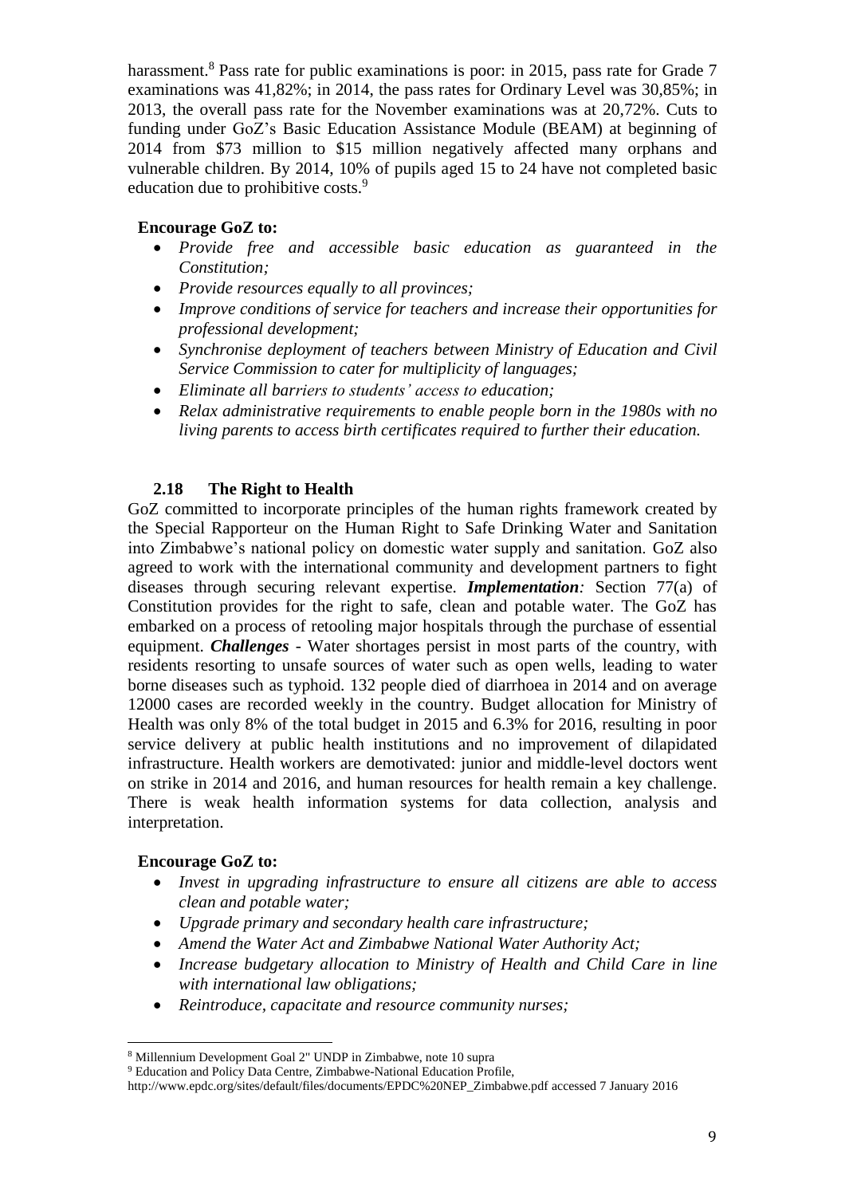harassment.[8] Pass rate for public examinations is poor: in 2015, pass rate for Grade 7 examinations was 41,82%; in 2014, the pass rates for Ordinary Level was 30,85%; in 2013, the overall pass rate for the November examinations was at 20,72%. Cuts to funding under GoZ's Basic Education Assistance Module (BEAM) at beginning of 2014 from $73 million to $15 million negatively affected many orphans and vulnerable children. By 2014, 10% of pupils aged 15 to 24 have not completed basic education due to prohibitive costs.[9]

**Encourage GoZ to:**

- *Provide free and accessible basic education as guaranteed in the Constitution;*
- *Provide resources equally to all provinces;*
- *Improve conditions of service for teachers and increase their opportunities for professional development;*
- *Synchronise deployment of teachers between Ministry of Education and Civil Service Commission to cater for multiplicity of languages;*
- *Eliminate all barriers to students' access to education;*
- *Relax administrative requirements to enable people born in the 1980s with no living parents to access birth certificates required to further their education.*

### 2.18 The Right to Health

GoZ committed to incorporate principles of the human rights framework created by the Special Rapporteur on the Human Right to Safe Drinking Water and Sanitation into Zimbabwe's national policy on domestic water supply and sanitation. GoZ also agreed to work with the international community and development partners to fight diseases through securing relevant expertise. ***Implementation**:* Section 77(a) of Constitution provides for the right to safe, clean and potable water. The GoZ has embarked on a process of retooling major hospitals through the purchase of essential equipment. ***Challenges*** - Water shortages persist in most parts of the country, with residents resorting to unsafe sources of water such as open wells, leading to water borne diseases such as typhoid. 132 people died of diarrhoea in 2014 and on average 12000 cases are recorded weekly in the country. Budget allocation for Ministry of Health was only 8% of the total budget in 2015 and 6.3% for 2016, resulting in poor service delivery at public health institutions and no improvement of dilapidated infrastructure. Health workers are demotivated: junior and middle-level doctors went on strike in 2014 and 2016, and human resources for health remain a key challenge. There is weak health information systems for data collection, analysis and interpretation.

**Encourage GoZ to:**

- *Invest in upgrading infrastructure to ensure all citizens are able to access clean and potable water;*
- *Upgrade primary and secondary health care infrastructure;*
- *Amend the Water Act and Zimbabwe National Water Authority Act;*
- *Increase budgetary allocation to Ministry of Health and Child Care in line with international law obligations;*
- *Reintroduce, capacitate and resource community nurses;*

---

[8] Millennium Development Goal 2" UNDP in Zimbabwe, note 10 supra

[9] Education and Policy Data Centre, Zimbabwe-National Education Profile, http://www.epdc.org/sites/default/files/documents/EPDC%20NEP_Zimbabwe.pdf accessed 7 January 2016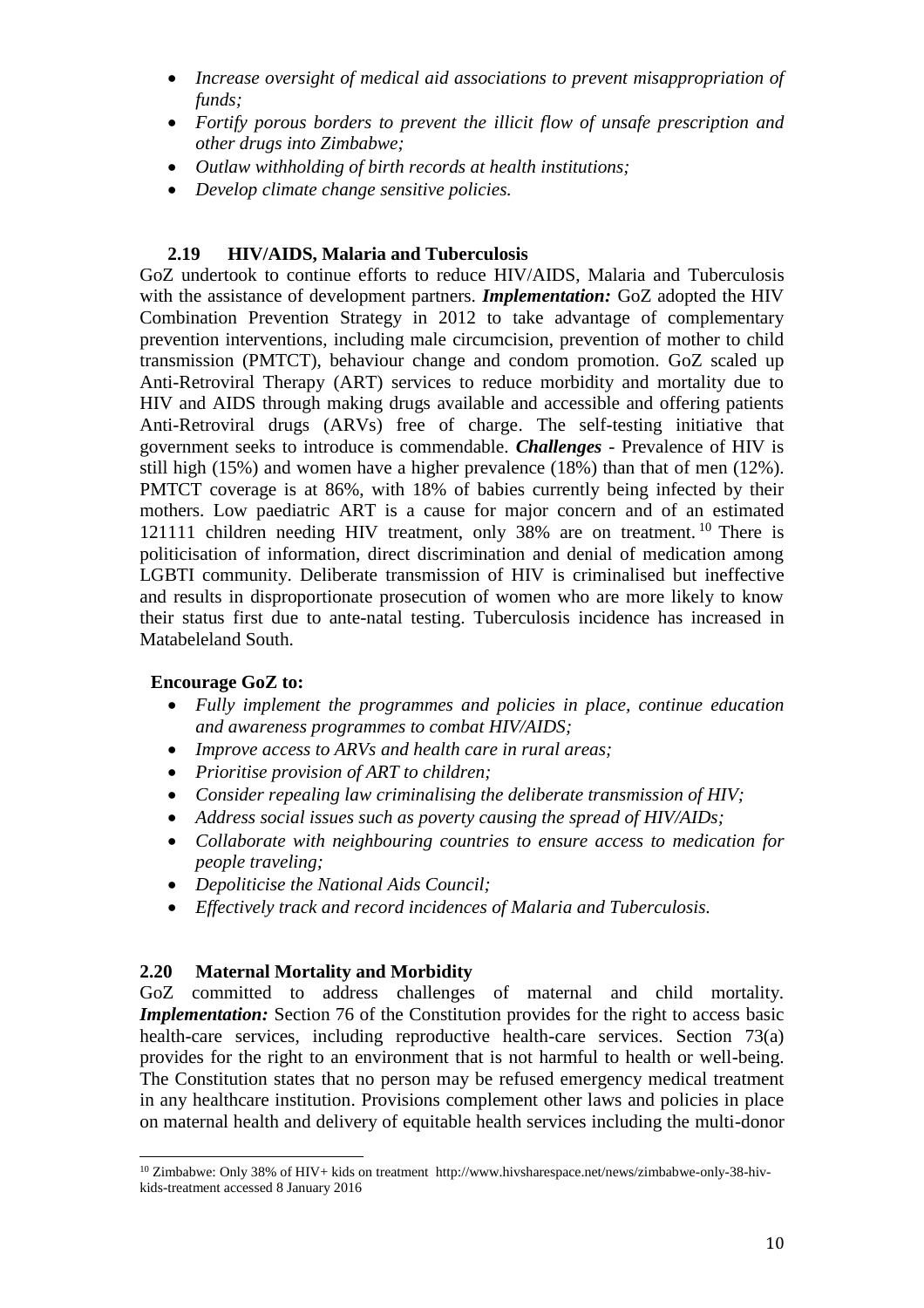- *Increase oversight of medical aid associations to prevent misappropriation of funds;*
- *Fortify porous borders to prevent the illicit flow of unsafe prescription and other drugs into Zimbabwe;*
- *Outlaw withholding of birth records at health institutions;*
- *Develop climate change sensitive policies.*

### 2.19 HIV/AIDS, Malaria and Tuberculosis

GoZ undertook to continue efforts to reduce HIV/AIDS, Malaria and Tuberculosis with the assistance of development partners. ***Implementation:*** GoZ adopted the HIV Combination Prevention Strategy in 2012 to take advantage of complementary prevention interventions, including male circumcision, prevention of mother to child transmission (PMTCT), behaviour change and condom promotion. GoZ scaled up Anti-Retroviral Therapy (ART) services to reduce morbidity and mortality due to HIV and AIDS through making drugs available and accessible and offering patients Anti-Retroviral drugs (ARVs) free of charge. The self-testing initiative that government seeks to introduce is commendable. ***Challenges*** - Prevalence of HIV is still high (15%) and women have a higher prevalence (18%) than that of men (12%). PMTCT coverage is at 86%, with 18% of babies currently being infected by their mothers. Low paediatric ART is a cause for major concern and of an estimated 121111 children needing HIV treatment, only 38% are on treatment.[10] There is politicisation of information, direct discrimination and denial of medication among LGBTI community. Deliberate transmission of HIV is criminalised but ineffective and results in disproportionate prosecution of women who are more likely to know their status first due to ante-natal testing. Tuberculosis incidence has increased in Matabeleland South.

**Encourage GoZ to:**

- *Fully implement the programmes and policies in place, continue education and awareness programmes to combat HIV/AIDS;*
- *Improve access to ARVs and health care in rural areas;*
- *Prioritise provision of ART to children;*
- *Consider repealing law criminalising the deliberate transmission of HIV;*
- *Address social issues such as poverty causing the spread of HIV/AIDs;*
- *Collaborate with neighbouring countries to ensure access to medication for people traveling;*
- *Depoliticise the National Aids Council;*
- *Effectively track and record incidences of Malaria and Tuberculosis.*

### 2.20 Maternal Mortality and Morbidity

GoZ committed to address challenges of maternal and child mortality. ***Implementation:*** Section 76 of the Constitution provides for the right to access basic health-care services, including reproductive health-care services. Section 73(a) provides for the right to an environment that is not harmful to health or well-being. The Constitution states that no person may be refused emergency medical treatment in any healthcare institution. Provisions complement other laws and policies in place on maternal health and delivery of equitable health services including the multi-donor

[10] Zimbabwe: Only 38% of HIV+ kids on treatment http://www.hivsharespace.net/news/zimbabwe-only-38-hiv-kids-treatment accessed 8 January 2016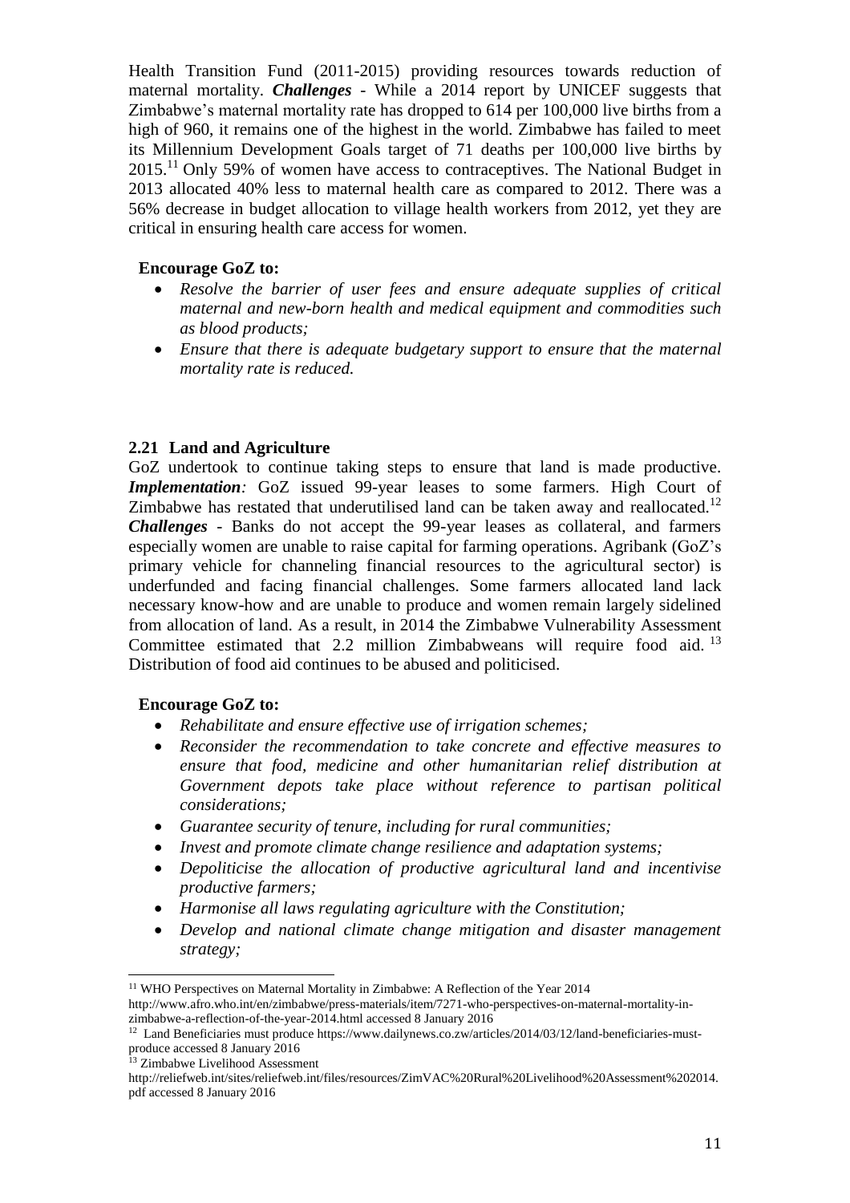Health Transition Fund (2011-2015) providing resources towards reduction of maternal mortality. ***Challenges*** - While a 2014 report by UNICEF suggests that Zimbabwe's maternal mortality rate has dropped to 614 per 100,000 live births from a high of 960, it remains one of the highest in the world. Zimbabwe has failed to meet its Millennium Development Goals target of 71 deaths per 100,000 live births by 2015.[11] Only 59% of women have access to contraceptives. The National Budget in 2013 allocated 40% less to maternal health care as compared to 2012. There was a 56% decrease in budget allocation to village health workers from 2012, yet they are critical in ensuring health care access for women.

**Encourage GoZ to:**

- *Resolve the barrier of user fees and ensure adequate supplies of critical maternal and new-born health and medical equipment and commodities such as blood products;*
- *Ensure that there is adequate budgetary support to ensure that the maternal mortality rate is reduced.*

### 2.21 Land and Agriculture

GoZ undertook to continue taking steps to ensure that land is made productive. ***Implementation:*** GoZ issued 99-year leases to some farmers. High Court of Zimbabwe has restated that underutilised land can be taken away and reallocated.[12] ***Challenges*** - Banks do not accept the 99-year leases as collateral, and farmers especially women are unable to raise capital for farming operations. Agribank (GoZ's primary vehicle for channeling financial resources to the agricultural sector) is underfunded and facing financial challenges. Some farmers allocated land lack necessary know-how and are unable to produce and women remain largely sidelined from allocation of land. As a result, in 2014 the Zimbabwe Vulnerability Assessment Committee estimated that 2.2 million Zimbabweans will require food aid.[13] Distribution of food aid continues to be abused and politicised.

**Encourage GoZ to:**

- *Rehabilitate and ensure effective use of irrigation schemes;*
- *Reconsider the recommendation to take concrete and effective measures to ensure that food, medicine and other humanitarian relief distribution at Government depots take place without reference to partisan political considerations;*
- *Guarantee security of tenure, including for rural communities;*
- *Invest and promote climate change resilience and adaptation systems;*
- *Depoliticise the allocation of productive agricultural land and incentivise productive farmers;*
- *Harmonise all laws regulating agriculture with the Constitution;*
- *Develop and national climate change mitigation and disaster management strategy;*

---

[11] WHO Perspectives on Maternal Mortality in Zimbabwe: A Reflection of the Year 2014 http://www.afro.who.int/en/zimbabwe/press-materials/item/7271-who-perspectives-on-maternal-mortality-in-zimbabwe-a-reflection-of-the-year-2014.html accessed 8 January 2016

[12] Land Beneficiaries must produce https://www.dailynews.co.zw/articles/2014/03/12/land-beneficiaries-must-produce accessed 8 January 2016

[13] Zimbabwe Livelihood Assessment http://reliefweb.int/sites/reliefweb.int/files/resources/ZimVAC%20Rural%20Livelihood%20Assessment%202014.pdf accessed 8 January 2016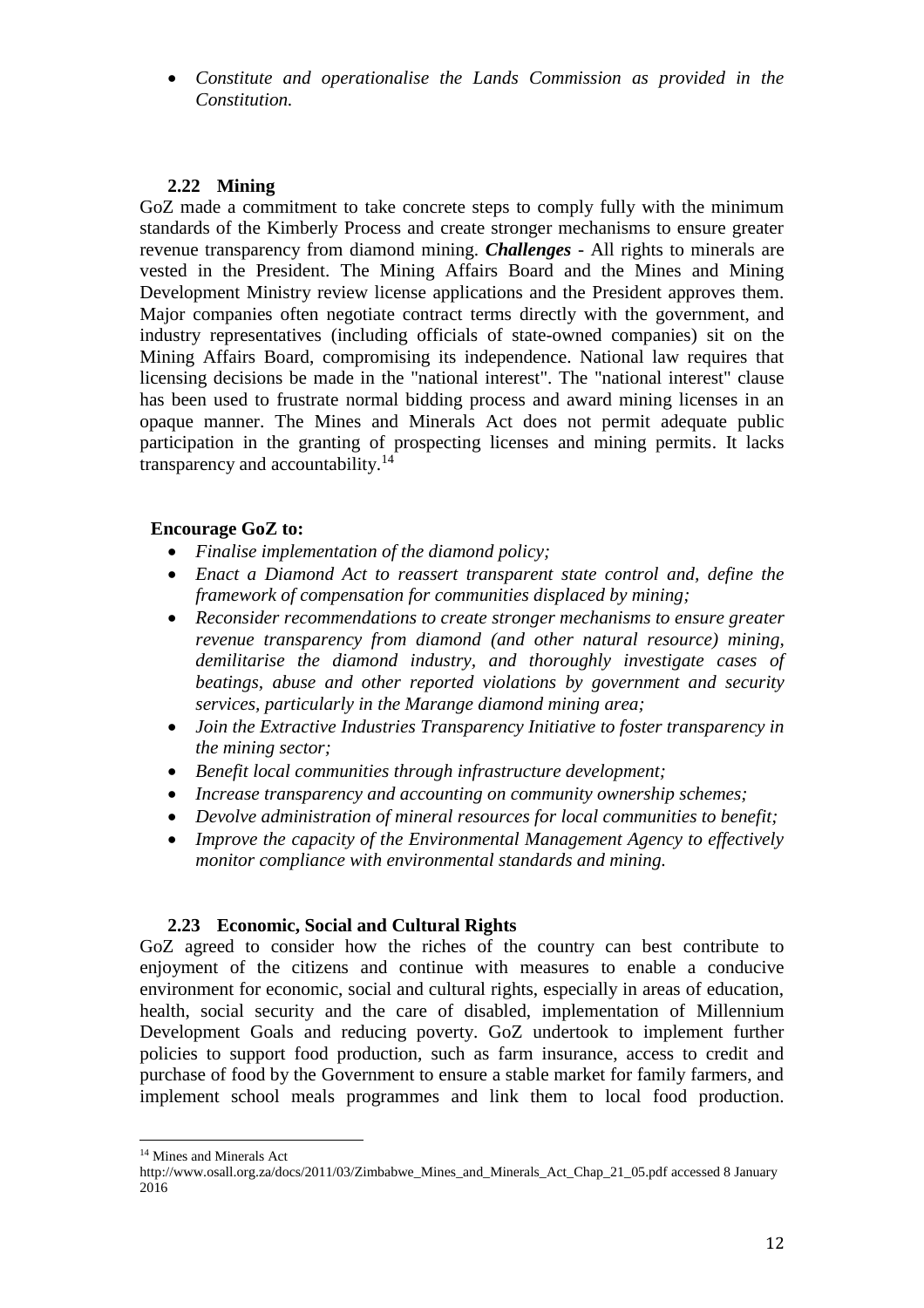- *Constitute and operationalise the Lands Commission as provided in the Constitution.*

### 2.22 Mining

GoZ made a commitment to take concrete steps to comply fully with the minimum standards of the Kimberly Process and create stronger mechanisms to ensure greater revenue transparency from diamond mining. ***Challenges*** - All rights to minerals are vested in the President. The Mining Affairs Board and the Mines and Mining Development Ministry review license applications and the President approves them. Major companies often negotiate contract terms directly with the government, and industry representatives (including officials of state-owned companies) sit on the Mining Affairs Board, compromising its independence. National law requires that licensing decisions be made in the "national interest". The "national interest" clause has been used to frustrate normal bidding process and award mining licenses in an opaque manner. The Mines and Minerals Act does not permit adequate public participation in the granting of prospecting licenses and mining permits. It lacks transparency and accountability.[14]

**Encourage GoZ to:**

- *Finalise implementation of the diamond policy;*
- *Enact a Diamond Act to reassert transparent state control and, define the framework of compensation for communities displaced by mining;*
- *Reconsider recommendations to create stronger mechanisms to ensure greater revenue transparency from diamond (and other natural resource) mining, demilitarise the diamond industry, and thoroughly investigate cases of beatings, abuse and other reported violations by government and security services, particularly in the Marange diamond mining area;*
- *Join the Extractive Industries Transparency Initiative to foster transparency in the mining sector;*
- *Benefit local communities through infrastructure development;*
- *Increase transparency and accounting on community ownership schemes;*
- *Devolve administration of mineral resources for local communities to benefit;*
- *Improve the capacity of the Environmental Management Agency to effectively monitor compliance with environmental standards and mining.*

### 2.23 Economic, Social and Cultural Rights

GoZ agreed to consider how the riches of the country can best contribute to enjoyment of the citizens and continue with measures to enable a conducive environment for economic, social and cultural rights, especially in areas of education, health, social security and the care of disabled, implementation of Millennium Development Goals and reducing poverty. GoZ undertook to implement further policies to support food production, such as farm insurance, access to credit and purchase of food by the Government to ensure a stable market for family farmers, and implement school meals programmes and link them to local food production.

---

[14] Mines and Minerals Act http://www.osall.org.za/docs/2011/03/Zimbabwe_Mines_and_Minerals_Act_Chap_21_05.pdf accessed 8 January 2016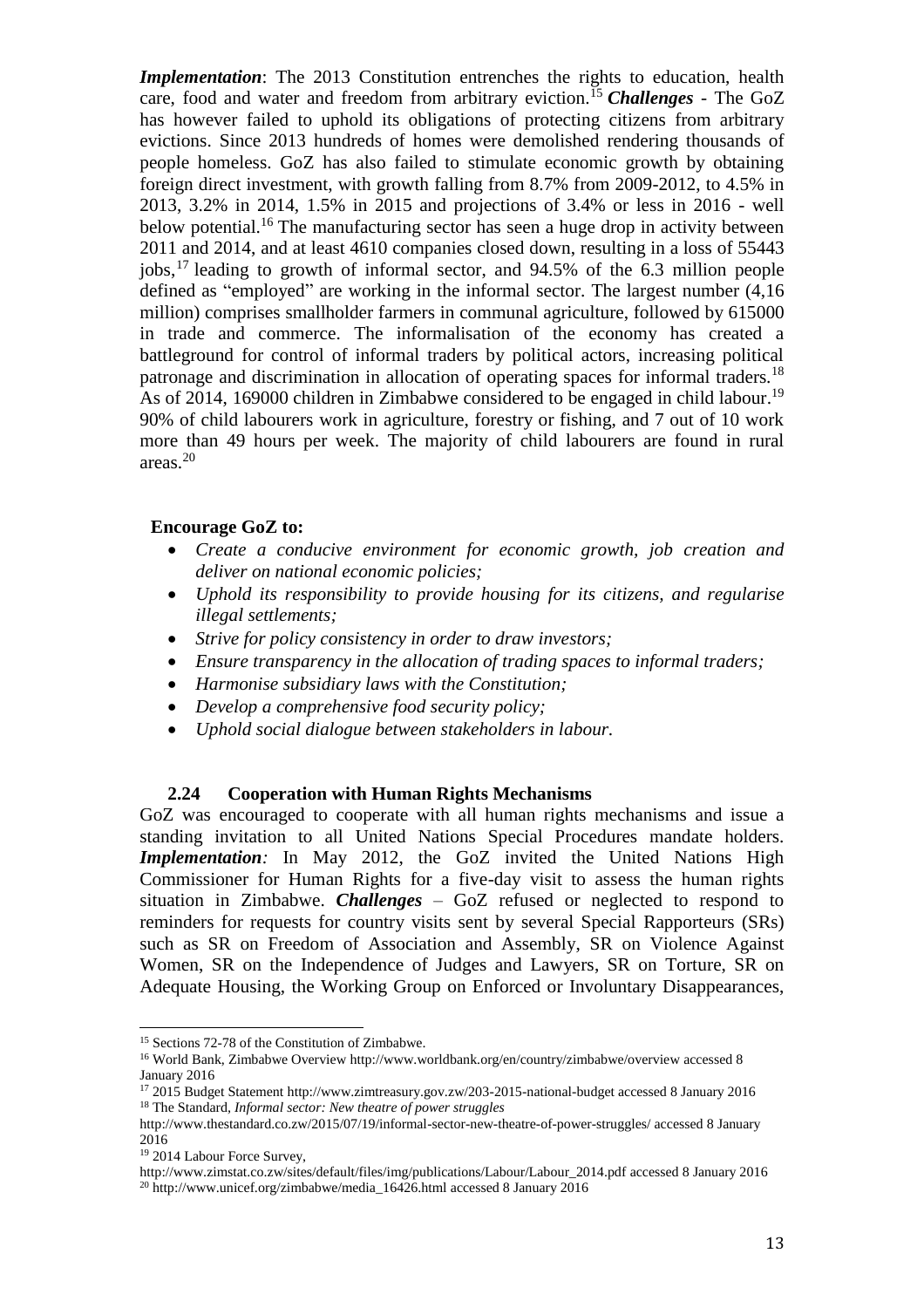***Implementation***: The 2013 Constitution entrenches the rights to education, health care, food and water and freedom from arbitrary eviction.[15] ***Challenges*** - The GoZ has however failed to uphold its obligations of protecting citizens from arbitrary evictions. Since 2013 hundreds of homes were demolished rendering thousands of people homeless. GoZ has also failed to stimulate economic growth by obtaining foreign direct investment, with growth falling from 8.7% from 2009-2012, to 4.5% in 2013, 3.2% in 2014, 1.5% in 2015 and projections of 3.4% or less in 2016 - well below potential.[16] The manufacturing sector has seen a huge drop in activity between 2011 and 2014, and at least 4610 companies closed down, resulting in a loss of 55443 jobs,[17] leading to growth of informal sector, and 94.5% of the 6.3 million people defined as "employed" are working in the informal sector. The largest number (4,16 million) comprises smallholder farmers in communal agriculture, followed by 615000 in trade and commerce. The informalisation of the economy has created a battleground for control of informal traders by political actors, increasing political patronage and discrimination in allocation of operating spaces for informal traders.[18] As of 2014, 169000 children in Zimbabwe considered to be engaged in child labour.[19] 90% of child labourers work in agriculture, forestry or fishing, and 7 out of 10 work more than 49 hours per week. The majority of child labourers are found in rural areas.[20]

**Encourage GoZ to:**

- *Create a conducive environment for economic growth, job creation and deliver on national economic policies;*
- *Uphold its responsibility to provide housing for its citizens, and regularise illegal settlements;*
- *Strive for policy consistency in order to draw investors;*
- *Ensure transparency in the allocation of trading spaces to informal traders;*
- *Harmonise subsidiary laws with the Constitution;*
- *Develop a comprehensive food security policy;*
- *Uphold social dialogue between stakeholders in labour.*

### 2.24 Cooperation with Human Rights Mechanisms

GoZ was encouraged to cooperate with all human rights mechanisms and issue a standing invitation to all United Nations Special Procedures mandate holders. ***Implementation:*** In May 2012, the GoZ invited the United Nations High Commissioner for Human Rights for a five-day visit to assess the human rights situation in Zimbabwe. ***Challenges*** – GoZ refused or neglected to respond to reminders for requests for country visits sent by several Special Rapporteurs (SRs) such as SR on Freedom of Association and Assembly, SR on Violence Against Women, SR on the Independence of Judges and Lawyers, SR on Torture, SR on Adequate Housing, the Working Group on Enforced or Involuntary Disappearances,

---

[15] Sections 72-78 of the Constitution of Zimbabwe.

[16] World Bank, Zimbabwe Overview http://www.worldbank.org/en/country/zimbabwe/overview accessed 8 January 2016

[17] 2015 Budget Statement http://www.zimtreasury.gov.zw/203-2015-national-budget accessed 8 January 2016

[18] The Standard, *Informal sector: New theatre of power struggles* http://www.thestandard.co.zw/2015/07/19/informal-sector-new-theatre-of-power-struggles/ accessed 8 January 2016

[19] 2014 Labour Force Survey, http://www.zimstat.co.zw/sites/default/files/img/publications/Labour/Labour_2014.pdf accessed 8 January 2016

[20] http://www.unicef.org/zimbabwe/media_16426.html accessed 8 January 2016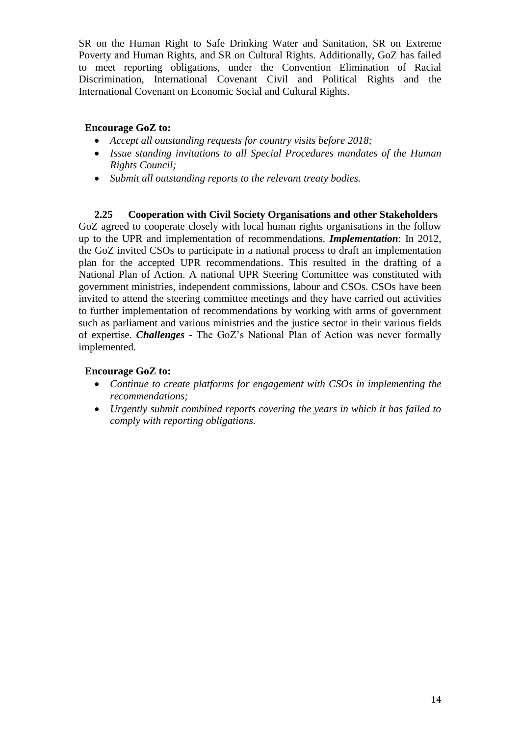SR on the Human Right to Safe Drinking Water and Sanitation, SR on Extreme Poverty and Human Rights, and SR on Cultural Rights. Additionally, GoZ has failed to meet reporting obligations, under the Convention Elimination of Racial Discrimination, International Covenant Civil and Political Rights and the International Covenant on Economic Social and Cultural Rights.

**Encourage GoZ to:**

- *Accept all outstanding requests for country visits before 2018;*
- *Issue standing invitations to all Special Procedures mandates of the Human Rights Council;*
- *Submit all outstanding reports to the relevant treaty bodies.*

### 2.25 Cooperation with Civil Society Organisations and other Stakeholders

GoZ agreed to cooperate closely with local human rights organisations in the follow up to the UPR and implementation of recommendations. ***Implementation***: In 2012, the GoZ invited CSOs to participate in a national process to draft an implementation plan for the accepted UPR recommendations. This resulted in the drafting of a National Plan of Action. A national UPR Steering Committee was constituted with government ministries, independent commissions, labour and CSOs. CSOs have been invited to attend the steering committee meetings and they have carried out activities to further implementation of recommendations by working with arms of government such as parliament and various ministries and the justice sector in their various fields of expertise. ***Challenges*** - The GoZ's National Plan of Action was never formally implemented.

**Encourage GoZ to:**

- *Continue to create platforms for engagement with CSOs in implementing the recommendations;*
- *Urgently submit combined reports covering the years in which it has failed to comply with reporting obligations.*